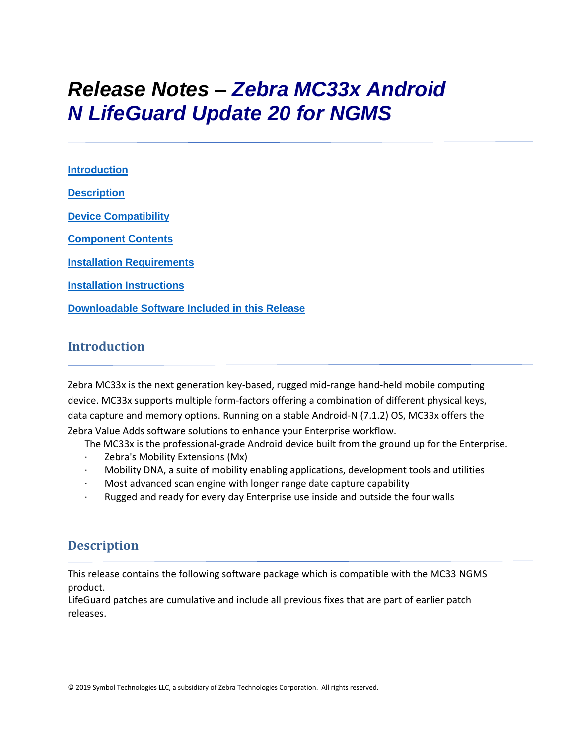# Release Notes – Zebra MC33x Android N LifeGuard Update 20 for NGMS

[Introduction](#introduction)

[Description](#description)

[Device Compatibility](#device-compatibility)

[Component Contents](#component-contents)

[Installation Requirements](#installation-requirements)

[Installation Instructions](#installation-instructions)

[Downloadable Software Included in this Release](#downloadable-software-included-in-this-release)

## Introduction

Zebra MC33x is the next generation key-based, rugged mid-range hand-held mobile computing device. MC33x supports multiple form-factors offering a combination of different physical keys, data capture and memory options. Running on a stable Android-N (7.1.2) OS, MC33x offers the Zebra Value Adds software solutions to enhance your Enterprise workflow.

The MC33x is the professional-grade Android device built from the ground up for the Enterprise.

- Zebra's Mobility Extensions (Mx)
- Mobility DNA, a suite of mobility enabling applications, development tools and utilities
- Most advanced scan engine with longer range date capture capability
- Rugged and ready for every day Enterprise use inside and outside the four walls

## Description

This release contains the following software package which is compatible with the MC33 NGMS product.

LifeGuard patches are cumulative and include all previous fixes that are part of earlier patch releases.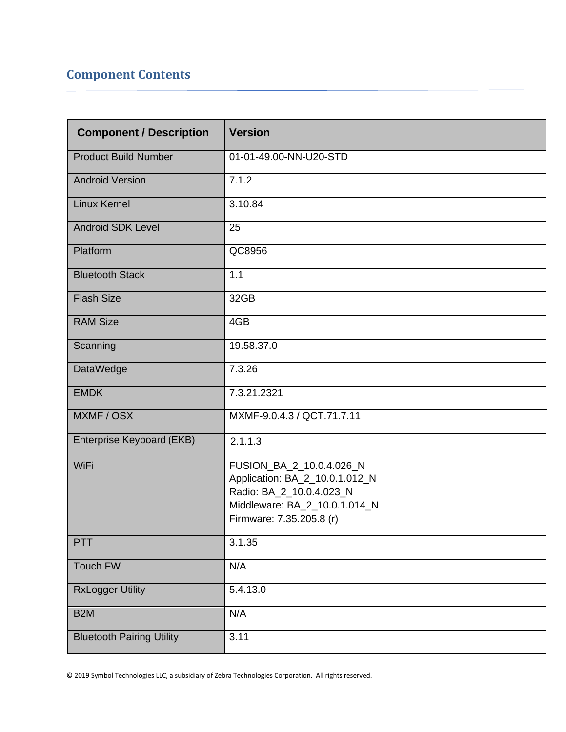## Component Contents

| Component / Description | Version |
| --- | --- |
| Product Build Number | 01-01-49.00-NN-U20-STD |
| Android Version | 7.1.2 |
| Linux Kernel | 3.10.84 |
| Android SDK Level | 25 |
| Platform | QC8956 |
| Bluetooth Stack | 1.1 |
| Flash Size | 32GB |
| RAM Size | 4GB |
| Scanning | 19.58.37.0 |
| DataWedge | 7.3.26 |
| EMDK | 7.3.21.2321 |
| MXMF / OSX | MXMF-9.0.4.3 / QCT.71.7.11 |
| Enterprise Keyboard (EKB) | 2.1.1.3 |
| WiFi | FUSION_BA_2_10.0.4.026_N<br>Application: BA_2_10.0.1.012_N<br>Radio: BA_2_10.0.4.023_N<br>Middleware: BA_2_10.0.1.014_N<br>Firmware: 7.35.205.8 (r) |
| PTT | 3.1.35 |
| Touch FW | N/A |
| RxLogger Utility | 5.4.13.0 |
| B2M | N/A |
| Bluetooth Pairing Utility | 3.11 |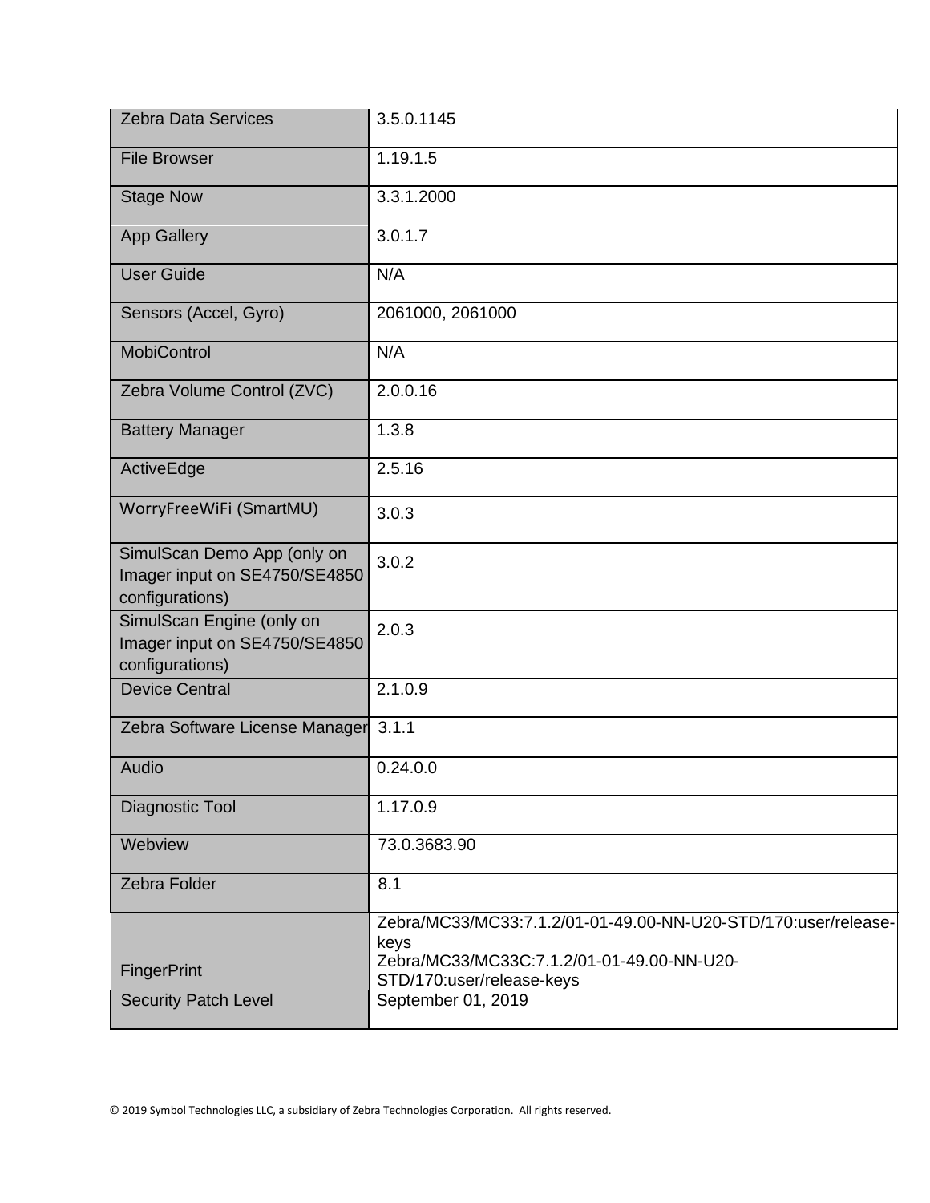| | |
|---|---|
| Zebra Data Services | 3.5.0.1145 |
| File Browser | 1.19.1.5 |
| Stage Now | 3.3.1.2000 |
| App Gallery | 3.0.1.7 |
| User Guide | N/A |
| Sensors (Accel, Gyro) | 2061000, 2061000 |
| MobiControl | N/A |
| Zebra Volume Control (ZVC) | 2.0.0.16 |
| Battery Manager | 1.3.8 |
| ActiveEdge | 2.5.16 |
| WorryFreeWiFi (SmartMU) | 3.0.3 |
| SimulScan Demo App (only on Imager input on SE4750/SE4850 configurations) | 3.0.2 |
| SimulScan Engine (only on Imager input on SE4750/SE4850 configurations) | 2.0.3 |
| Device Central | 2.1.0.9 |
| Zebra Software License Manager | 3.1.1 |
| Audio | 0.24.0.0 |
| Diagnostic Tool | 1.17.0.9 |
| Webview | 73.0.3683.90 |
| Zebra Folder | 8.1 |
| FingerPrint | Zebra/MC33/MC33:7.1.2/01-01-49.00-NN-U20-STD/170:user/release-keys<br>Zebra/MC33/MC33C:7.1.2/01-01-49.00-NN-U20-STD/170:user/release-keys |
| Security Patch Level | September 01, 2019 |

© 2019 Symbol Technologies LLC, a subsidiary of Zebra Technologies Corporation. All rights reserved.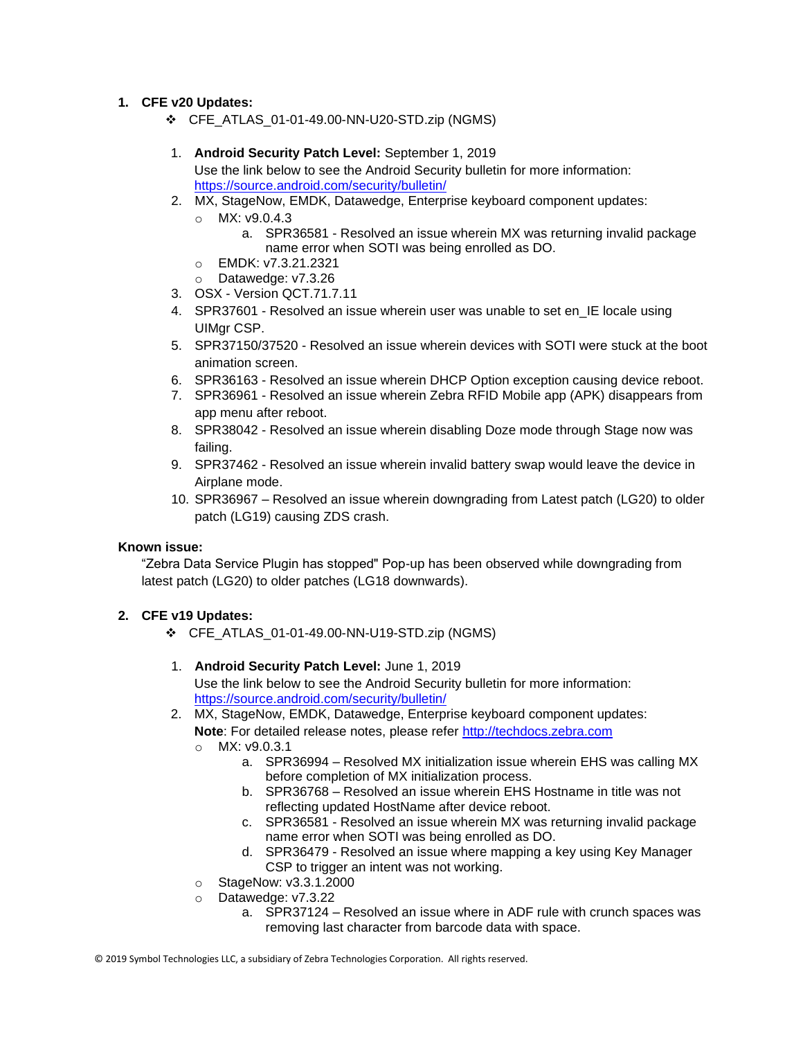1. **CFE v20 Updates:**
   - ❖ CFE_ATLAS_01-01-49.00-NN-U20-STD.zip (NGMS)

   1. **Android Security Patch Level:** September 1, 2019
      Use the link below to see the Android Security bulletin for more information: https://source.android.com/security/bulletin/
   2. MX, StageNow, EMDK, Datawedge, Enterprise keyboard component updates:
      - MX: v9.0.4.3
        a. SPR36581 - Resolved an issue wherein MX was returning invalid package name error when SOTI was being enrolled as DO.
      - EMDK: v7.3.21.2321
      - Datawedge: v7.3.26
   3. OSX - Version QCT.71.7.11
   4. SPR37601 - Resolved an issue wherein user was unable to set en_IE locale using UIMgr CSP.
   5. SPR37150/37520 - Resolved an issue wherein devices with SOTI were stuck at the boot animation screen.
   6. SPR36163 - Resolved an issue wherein DHCP Option exception causing device reboot.
   7. SPR36961 - Resolved an issue wherein Zebra RFID Mobile app (APK) disappears from app menu after reboot.
   8. SPR38042 - Resolved an issue wherein disabling Doze mode through Stage now was failing.
   9. SPR37462 - Resolved an issue wherein invalid battery swap would leave the device in Airplane mode.
   10. SPR36967 – Resolved an issue wherein downgrading from Latest patch (LG20) to older patch (LG19) causing ZDS crash.

**Known issue:**

"Zebra Data Service Plugin has stopped" Pop-up has been observed while downgrading from latest patch (LG20) to older patches (LG18 downwards).

2. **CFE v19 Updates:**
   - ❖ CFE_ATLAS_01-01-49.00-NN-U19-STD.zip (NGMS)

   1. **Android Security Patch Level:** June 1, 2019
      Use the link below to see the Android Security bulletin for more information: https://source.android.com/security/bulletin/
   2. MX, StageNow, EMDK, Datawedge, Enterprise keyboard component updates:
      **Note**: For detailed release notes, please refer http://techdocs.zebra.com
      - MX: v9.0.3.1
        a. SPR36994 – Resolved MX initialization issue wherein EHS was calling MX before completion of MX initialization process.
        b. SPR36768 – Resolved an issue wherein EHS Hostname in title was not reflecting updated HostName after device reboot.
        c. SPR36581 - Resolved an issue wherein MX was returning invalid package name error when SOTI was being enrolled as DO.
        d. SPR36479 - Resolved an issue where mapping a key using Key Manager CSP to trigger an intent was not working.
      - StageNow: v3.3.1.2000
      - Datawedge: v7.3.22
        a. SPR37124 – Resolved an issue where in ADF rule with crunch spaces was removing last character from barcode data with space.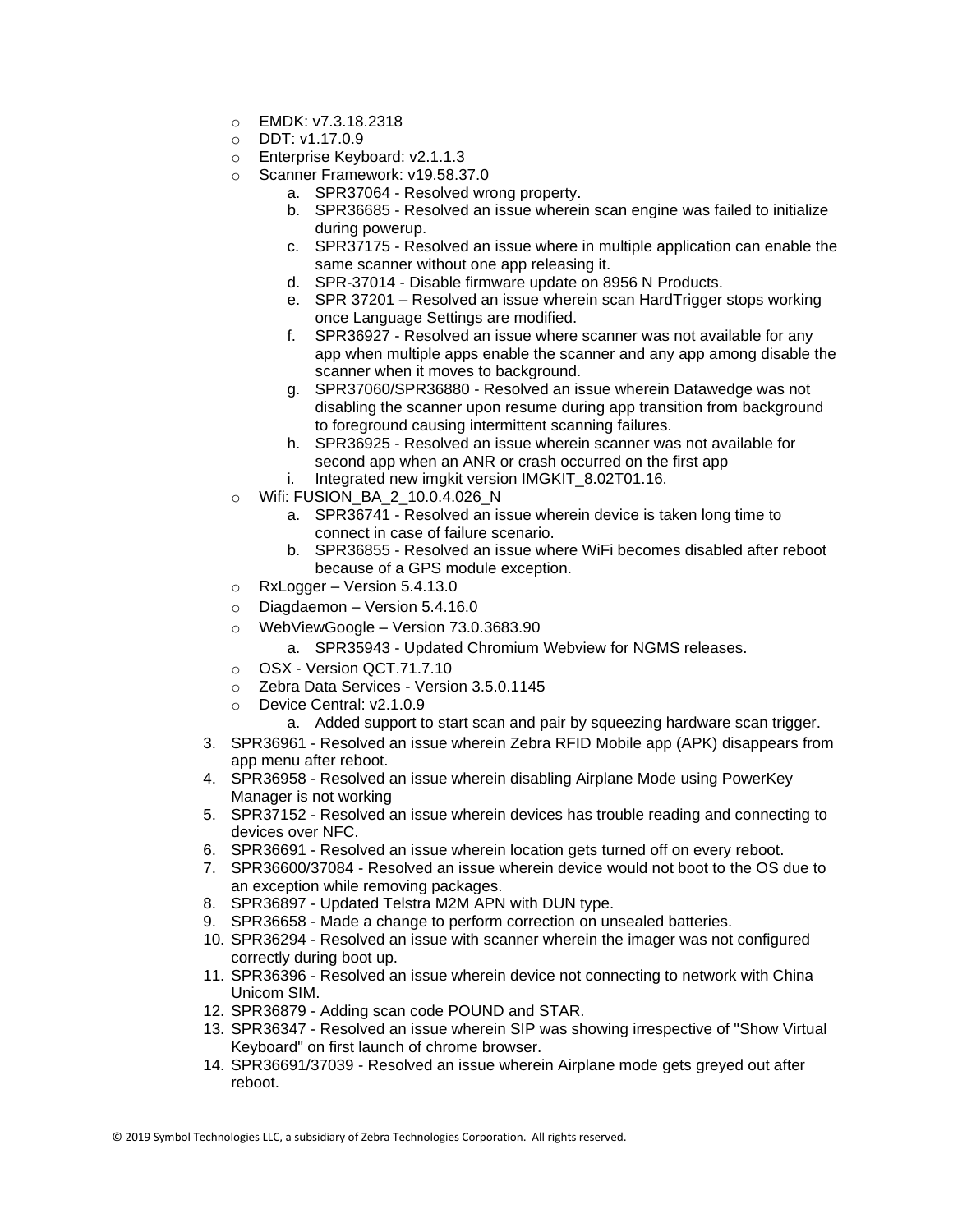- EMDK: v7.3.18.2318
- DDT: v1.17.0.9
- Enterprise Keyboard: v2.1.1.3
- Scanner Framework: v19.58.37.0
    a. SPR37064 - Resolved wrong property.
    b. SPR36685 - Resolved an issue wherein scan engine was failed to initialize during powerup.
    c. SPR37175 - Resolved an issue where in multiple application can enable the same scanner without one app releasing it.
    d. SPR-37014 - Disable firmware update on 8956 N Products.
    e. SPR 37201 – Resolved an issue wherein scan HardTrigger stops working once Language Settings are modified.
    f. SPR36927 - Resolved an issue where scanner was not available for any app when multiple apps enable the scanner and any app among disable the scanner when it moves to background.
    g. SPR37060/SPR36880 - Resolved an issue wherein Datawedge was not disabling the scanner upon resume during app transition from background to foreground causing intermittent scanning failures.
    h. SPR36925 - Resolved an issue wherein scanner was not available for second app when an ANR or crash occurred on the first app
    i. Integrated new imgkit version IMGKIT_8.02T01.16.
- Wifi: FUSION_BA_2_10.0.4.026_N
    a. SPR36741 - Resolved an issue wherein device is taken long time to connect in case of failure scenario.
    b. SPR36855 - Resolved an issue where WiFi becomes disabled after reboot because of a GPS module exception.
- RxLogger – Version 5.4.13.0
- Diagdaemon – Version 5.4.16.0
- WebViewGoogle – Version 73.0.3683.90
    a. SPR35943 - Updated Chromium Webview for NGMS releases.
- OSX - Version QCT.71.7.10
- Zebra Data Services - Version 3.5.0.1145
- Device Central: v2.1.0.9
    a. Added support to start scan and pair by squeezing hardware scan trigger.

3. SPR36961 - Resolved an issue wherein Zebra RFID Mobile app (APK) disappears from app menu after reboot.
4. SPR36958 - Resolved an issue wherein disabling Airplane Mode using PowerKey Manager is not working
5. SPR37152 - Resolved an issue wherein devices has trouble reading and connecting to devices over NFC.
6. SPR36691 - Resolved an issue wherein location gets turned off on every reboot.
7. SPR36600/37084 - Resolved an issue wherein device would not boot to the OS due to an exception while removing packages.
8. SPR36897 - Updated Telstra M2M APN with DUN type.
9. SPR36658 - Made a change to perform correction on unsealed batteries.
10. SPR36294 - Resolved an issue with scanner wherein the imager was not configured correctly during boot up.
11. SPR36396 - Resolved an issue wherein device not connecting to network with China Unicom SIM.
12. SPR36879 - Adding scan code POUND and STAR.
13. SPR36347 - Resolved an issue wherein SIP was showing irrespective of "Show Virtual Keyboard" on first launch of chrome browser.
14. SPR36691/37039 - Resolved an issue wherein Airplane mode gets greyed out after reboot.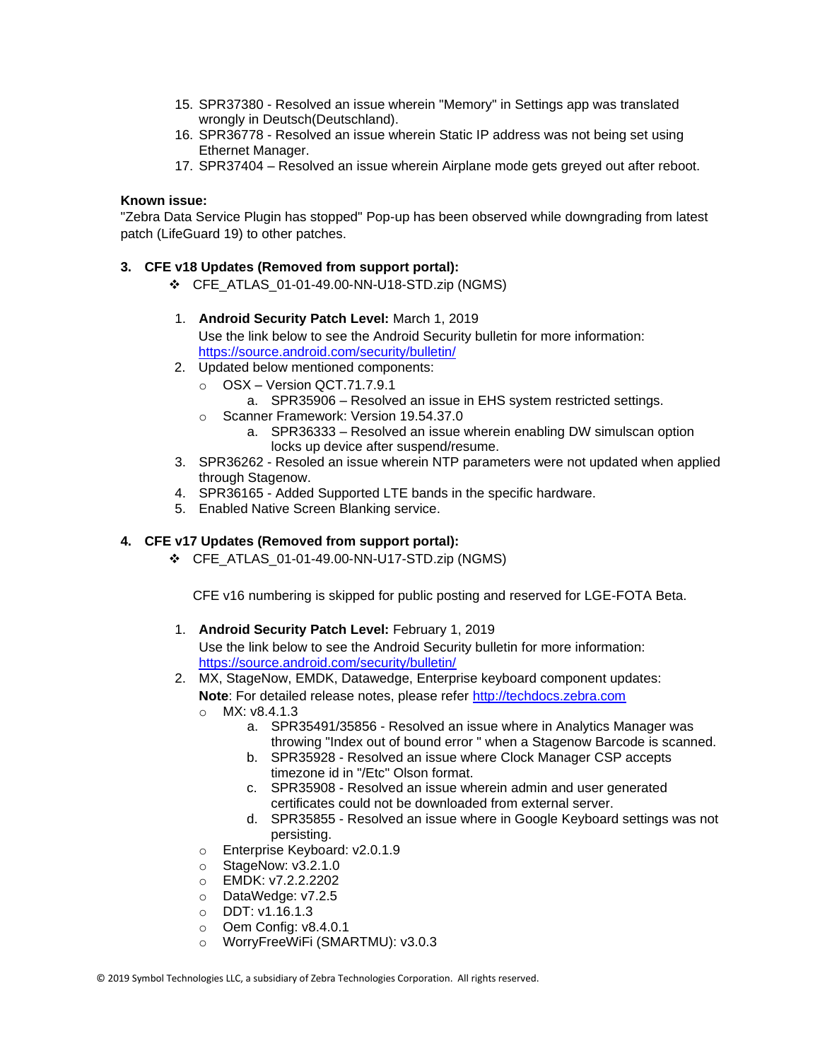15. SPR37380 - Resolved an issue wherein "Memory" in Settings app was translated wrongly in Deutsch(Deutschland).
16. SPR36778 - Resolved an issue wherein Static IP address was not being set using Ethernet Manager.
17. SPR37404 – Resolved an issue wherein Airplane mode gets greyed out after reboot.

**Known issue:**
"Zebra Data Service Plugin has stopped" Pop-up has been observed while downgrading from latest patch (LifeGuard 19) to other patches.

### 3. CFE v18 Updates (Removed from support portal):

❖ CFE_ATLAS_01-01-49.00-NN-U18-STD.zip (NGMS)

1. **Android Security Patch Level:** March 1, 2019
   Use the link below to see the Android Security bulletin for more information: [https://source.android.com/security/bulletin/](https://source.android.com/security/bulletin/)
2. Updated below mentioned components:
   - OSX – Version QCT.71.7.9.1
     a. SPR35906 – Resolved an issue in EHS system restricted settings.
   - Scanner Framework: Version 19.54.37.0
     a. SPR36333 – Resolved an issue wherein enabling DW simulscan option locks up device after suspend/resume.
3. SPR36262 - Resoled an issue wherein NTP parameters were not updated when applied through Stagenow.
4. SPR36165 - Added Supported LTE bands in the specific hardware.
5. Enabled Native Screen Blanking service.

### 4. CFE v17 Updates (Removed from support portal):

❖ CFE_ATLAS_01-01-49.00-NN-U17-STD.zip (NGMS)

CFE v16 numbering is skipped for public posting and reserved for LGE-FOTA Beta.

1. **Android Security Patch Level:** February 1, 2019
   Use the link below to see the Android Security bulletin for more information: [https://source.android.com/security/bulletin/](https://source.android.com/security/bulletin/)
2. MX, StageNow, EMDK, Datawedge, Enterprise keyboard component updates:
   **Note**: For detailed release notes, please refer [http://techdocs.zebra.com](http://techdocs.zebra.com)
   - MX: v8.4.1.3
     a. SPR35491/35856 - Resolved an issue where in Analytics Manager was throwing "Index out of bound error " when a Stagenow Barcode is scanned.
     b. SPR35928 - Resolved an issue where Clock Manager CSP accepts timezone id in "/Etc" Olson format.
     c. SPR35908 - Resolved an issue wherein admin and user generated certificates could not be downloaded from external server.
     d. SPR35855 - Resolved an issue where in Google Keyboard settings was not persisting.
   - Enterprise Keyboard: v2.0.1.9
   - StageNow: v3.2.1.0
   - EMDK: v7.2.2.2202
   - DataWedge: v7.2.5
   - DDT: v1.16.1.3
   - Oem Config: v8.4.0.1
   - WorryFreeWiFi (SMARTMU): v3.0.3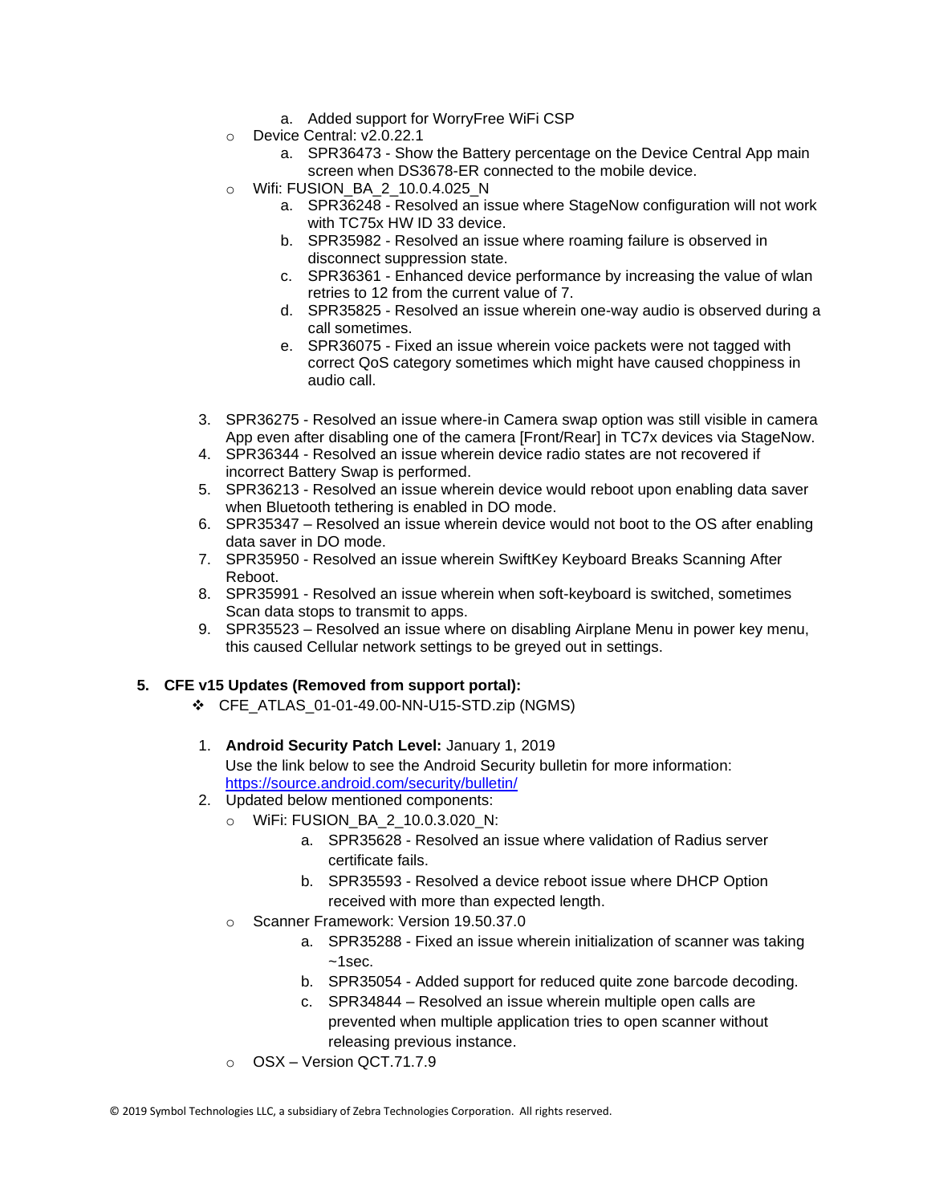a. Added support for WorryFree WiFi CSP
    - Device Central: v2.0.22.1
        a. SPR36473 - Show the Battery percentage on the Device Central App main screen when DS3678-ER connected to the mobile device.
    - Wifi: FUSION_BA_2_10.0.4.025_N
        a. SPR36248 - Resolved an issue where StageNow configuration will not work with TC75x HW ID 33 device.
        b. SPR35982 - Resolved an issue where roaming failure is observed in disconnect suppression state.
        c. SPR36361 - Enhanced device performance by increasing the value of wlan retries to 12 from the current value of 7.
        d. SPR35825 - Resolved an issue wherein one-way audio is observed during a call sometimes.
        e. SPR36075 - Fixed an issue wherein voice packets were not tagged with correct QoS category sometimes which might have caused choppiness in audio call.

3. SPR36275 - Resolved an issue where-in Camera swap option was still visible in camera App even after disabling one of the camera [Front/Rear] in TC7x devices via StageNow.
4. SPR36344 - Resolved an issue wherein device radio states are not recovered if incorrect Battery Swap is performed.
5. SPR36213 - Resolved an issue wherein device would reboot upon enabling data saver when Bluetooth tethering is enabled in DO mode.
6. SPR35347 – Resolved an issue wherein device would not boot to the OS after enabling data saver in DO mode.
7. SPR35950 - Resolved an issue wherein SwiftKey Keyboard Breaks Scanning After Reboot.
8. SPR35991 - Resolved an issue wherein when soft-keyboard is switched, sometimes Scan data stops to transmit to apps.
9. SPR35523 – Resolved an issue where on disabling Airplane Menu in power key menu, this caused Cellular network settings to be greyed out in settings.

## 5. CFE v15 Updates (Removed from support portal):

- ❖ CFE_ATLAS_01-01-49.00-NN-U15-STD.zip (NGMS)

1. **Android Security Patch Level:** January 1, 2019
   Use the link below to see the Android Security bulletin for more information: https://source.android.com/security/bulletin/
2. Updated below mentioned components:
    - WiFi: FUSION_BA_2_10.0.3.020_N:
        a. SPR35628 - Resolved an issue where validation of Radius server certificate fails.
        b. SPR35593 - Resolved a device reboot issue where DHCP Option received with more than expected length.
    - Scanner Framework: Version 19.50.37.0
        a. SPR35288 - Fixed an issue wherein initialization of scanner was taking ~1sec.
        b. SPR35054 - Added support for reduced quite zone barcode decoding.
        c. SPR34844 – Resolved an issue wherein multiple open calls are prevented when multiple application tries to open scanner without releasing previous instance.
    - OSX – Version QCT.71.7.9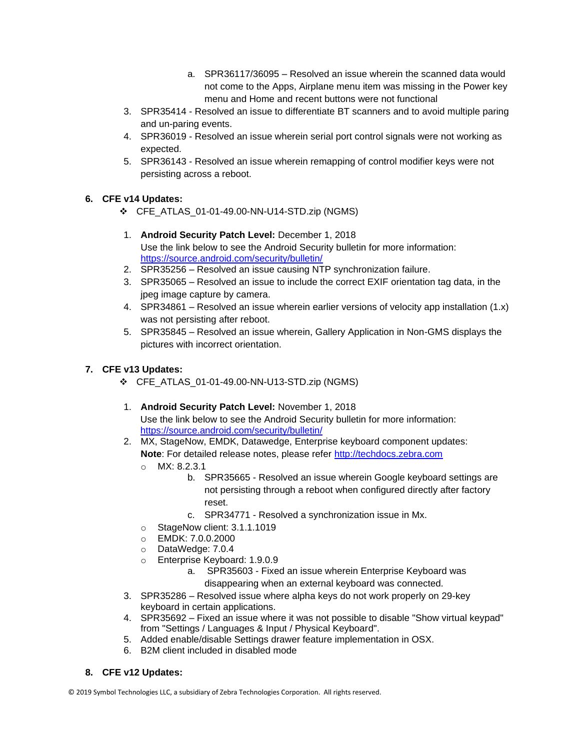a. SPR36117/36095 – Resolved an issue wherein the scanned data would not come to the Apps, Airplane menu item was missing in the Power key menu and Home and recent buttons were not functional

3. SPR35414 - Resolved an issue to differentiate BT scanners and to avoid multiple paring and un-paring events.
4. SPR36019 - Resolved an issue wherein serial port control signals were not working as expected.
5. SPR36143 - Resolved an issue wherein remapping of control modifier keys were not persisting across a reboot.

## 6. CFE v14 Updates:

- ❖ CFE_ATLAS_01-01-49.00-NN-U14-STD.zip (NGMS)

1. **Android Security Patch Level:** December 1, 2018
   Use the link below to see the Android Security bulletin for more information: [https://source.android.com/security/bulletin/](https://source.android.com/security/bulletin/)
2. SPR35256 – Resolved an issue causing NTP synchronization failure.
3. SPR35065 – Resolved an issue to include the correct EXIF orientation tag data, in the jpeg image capture by camera.
4. SPR34861 – Resolved an issue wherein earlier versions of velocity app installation (1.x) was not persisting after reboot.
5. SPR35845 – Resolved an issue wherein, Gallery Application in Non-GMS displays the pictures with incorrect orientation.

## 7. CFE v13 Updates:

- ❖ CFE_ATLAS_01-01-49.00-NN-U13-STD.zip (NGMS)

1. **Android Security Patch Level:** November 1, 2018
   Use the link below to see the Android Security bulletin for more information: [https://source.android.com/security/bulletin/](https://source.android.com/security/bulletin/)
2. MX, StageNow, EMDK, Datawedge, Enterprise keyboard component updates:
   **Note**: For detailed release notes, please refer [http://techdocs.zebra.com](http://techdocs.zebra.com)
   - MX: 8.2.3.1
     b. SPR35665 - Resolved an issue wherein Google keyboard settings are not persisting through a reboot when configured directly after factory reset.
     c. SPR34771 - Resolved a synchronization issue in Mx.
   - StageNow client: 3.1.1.1019
   - EMDK: 7.0.0.2000
   - DataWedge: 7.0.4
   - Enterprise Keyboard: 1.9.0.9
     a. SPR35603 - Fixed an issue wherein Enterprise Keyboard was disappearing when an external keyboard was connected.
3. SPR35286 – Resolved issue where alpha keys do not work properly on 29-key keyboard in certain applications.
4. SPR35692 – Fixed an issue where it was not possible to disable "Show virtual keypad" from "Settings / Languages & Input / Physical Keyboard".
5. Added enable/disable Settings drawer feature implementation in OSX.
6. B2M client included in disabled mode

## 8. CFE v12 Updates: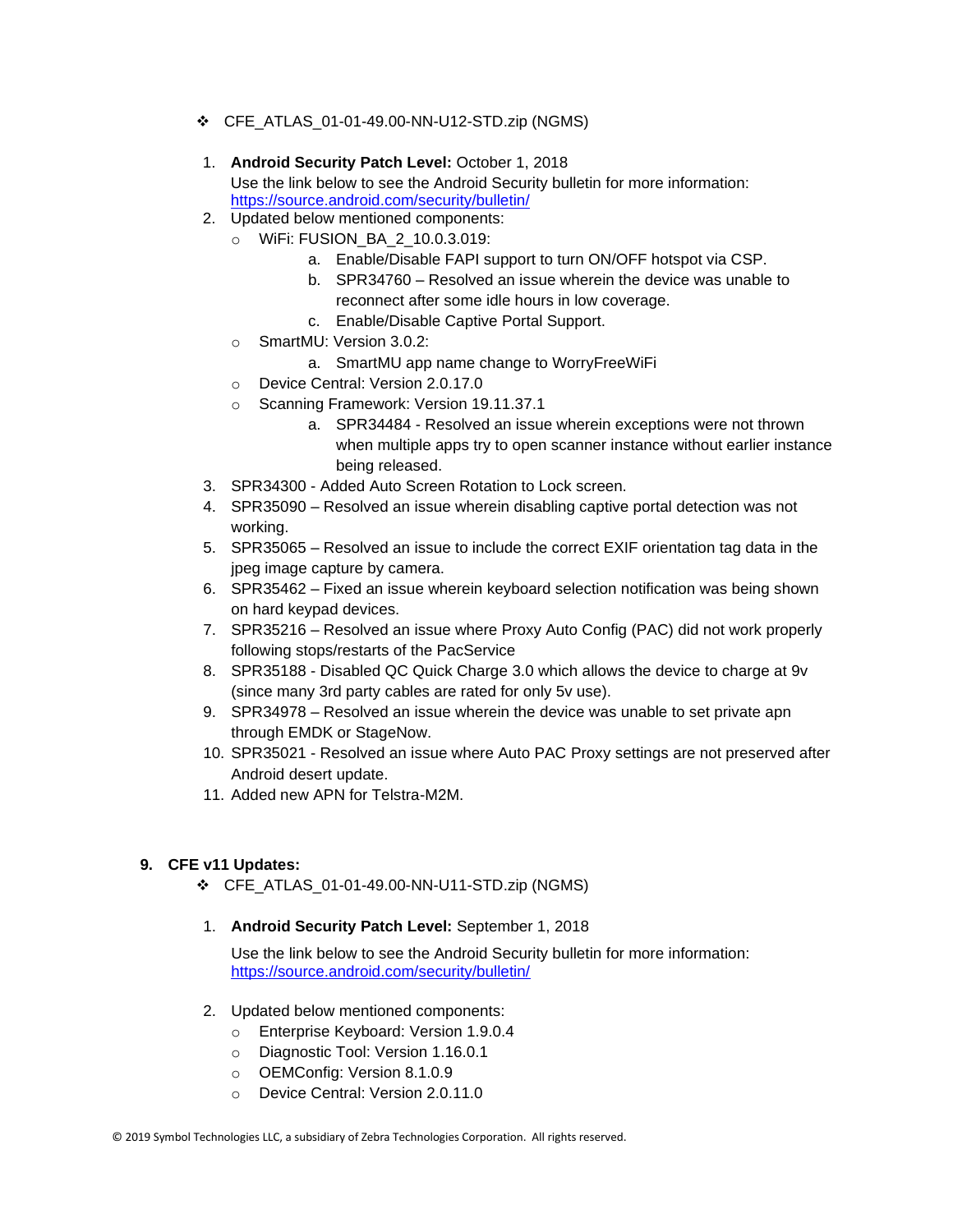- CFE_ATLAS_01-01-49.00-NN-U12-STD.zip (NGMS)

1. **Android Security Patch Level:** October 1, 2018
   Use the link below to see the Android Security bulletin for more information: [https://source.android.com/security/bulletin/](https://source.android.com/security/bulletin/)
2. Updated below mentioned components:
   - WiFi: FUSION_BA_2_10.0.3.019:
     a. Enable/Disable FAPI support to turn ON/OFF hotspot via CSP.
     b. SPR34760 – Resolved an issue wherein the device was unable to reconnect after some idle hours in low coverage.
     c. Enable/Disable Captive Portal Support.
   - SmartMU: Version 3.0.2:
     a. SmartMU app name change to WorryFreeWiFi
   - Device Central: Version 2.0.17.0
   - Scanning Framework: Version 19.11.37.1
     a. SPR34484 - Resolved an issue wherein exceptions were not thrown when multiple apps try to open scanner instance without earlier instance being released.
3. SPR34300 - Added Auto Screen Rotation to Lock screen.
4. SPR35090 – Resolved an issue wherein disabling captive portal detection was not working.
5. SPR35065 – Resolved an issue to include the correct EXIF orientation tag data in the jpeg image capture by camera.
6. SPR35462 – Fixed an issue wherein keyboard selection notification was being shown on hard keypad devices.
7. SPR35216 – Resolved an issue where Proxy Auto Config (PAC) did not work properly following stops/restarts of the PacService
8. SPR35188 - Disabled QC Quick Charge 3.0 which allows the device to charge at 9v (since many 3rd party cables are rated for only 5v use).
9. SPR34978 – Resolved an issue wherein the device was unable to set private apn through EMDK or StageNow.
10. SPR35021 - Resolved an issue where Auto PAC Proxy settings are not preserved after Android desert update.
11. Added new APN for Telstra-M2M.

**9. CFE v11 Updates:**

- CFE_ATLAS_01-01-49.00-NN-U11-STD.zip (NGMS)

1. **Android Security Patch Level:** September 1, 2018

   Use the link below to see the Android Security bulletin for more information: [https://source.android.com/security/bulletin/](https://source.android.com/security/bulletin/)

2. Updated below mentioned components:
   - Enterprise Keyboard: Version 1.9.0.4
   - Diagnostic Tool: Version 1.16.0.1
   - OEMConfig: Version 8.1.0.9
   - Device Central: Version 2.0.11.0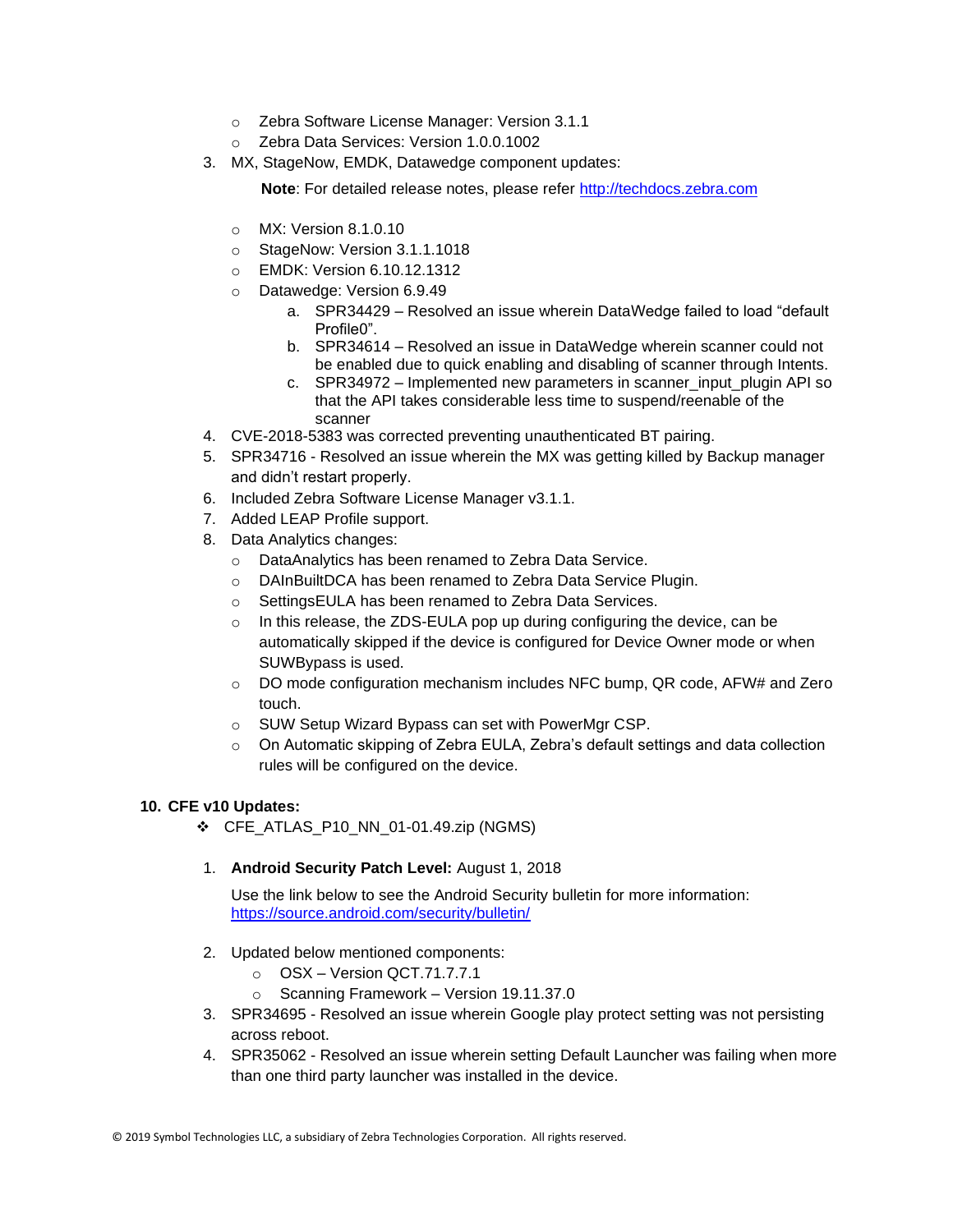- Zebra Software License Manager: Version 3.1.1
   - Zebra Data Services: Version 1.0.0.1002
3. MX, StageNow, EMDK, Datawedge component updates:

   **Note**: For detailed release notes, please refer http://techdocs.zebra.com

   - MX: Version 8.1.0.10
   - StageNow: Version 3.1.1.1018
   - EMDK: Version 6.10.12.1312
   - Datawedge: Version 6.9.49
     a. SPR34429 – Resolved an issue wherein DataWedge failed to load "default Profile0".
     b. SPR34614 – Resolved an issue in DataWedge wherein scanner could not be enabled due to quick enabling and disabling of scanner through Intents.
     c. SPR34972 – Implemented new parameters in scanner_input_plugin API so that the API takes considerable less time to suspend/reenable of the scanner
4. CVE-2018-5383 was corrected preventing unauthenticated BT pairing.
5. SPR34716 - Resolved an issue wherein the MX was getting killed by Backup manager and didn't restart properly.
6. Included Zebra Software License Manager v3.1.1.
7. Added LEAP Profile support.
8. Data Analytics changes:
   - DataAnalytics has been renamed to Zebra Data Service.
   - DAInBuiltDCA has been renamed to Zebra Data Service Plugin.
   - SettingsEULA has been renamed to Zebra Data Services.
   - In this release, the ZDS-EULA pop up during configuring the device, can be automatically skipped if the device is configured for Device Owner mode or when SUWBypass is used.
   - DO mode configuration mechanism includes NFC bump, QR code, AFW# and Zero touch.
   - SUW Setup Wizard Bypass can set with PowerMgr CSP.
   - On Automatic skipping of Zebra EULA, Zebra's default settings and data collection rules will be configured on the device.

**10. CFE v10 Updates:**

- CFE_ATLAS_P10_NN_01-01.49.zip (NGMS)

1. **Android Security Patch Level:** August 1, 2018

   Use the link below to see the Android Security bulletin for more information: https://source.android.com/security/bulletin/

2. Updated below mentioned components:
   - OSX – Version QCT.71.7.7.1
   - Scanning Framework – Version 19.11.37.0
3. SPR34695 - Resolved an issue wherein Google play protect setting was not persisting across reboot.
4. SPR35062 - Resolved an issue wherein setting Default Launcher was failing when more than one third party launcher was installed in the device.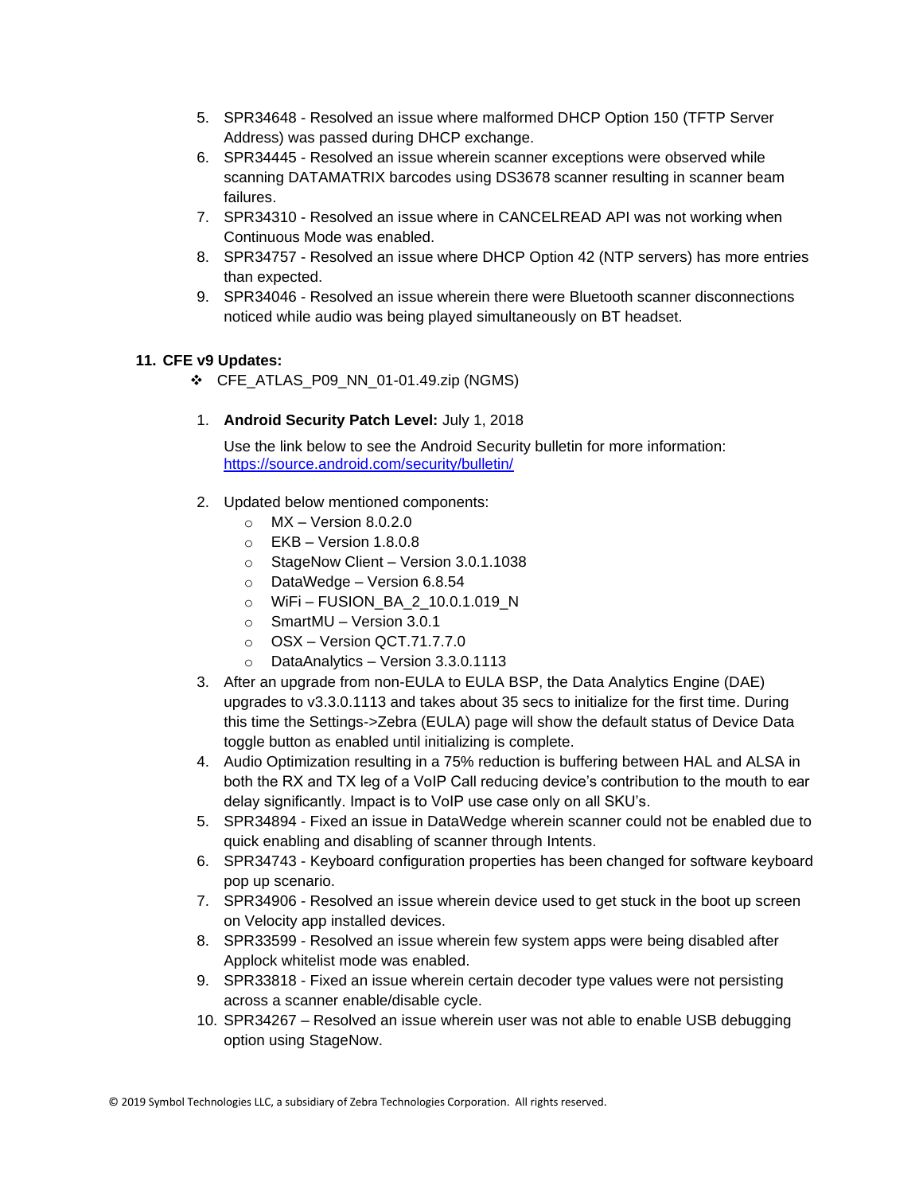5. SPR34648 - Resolved an issue where malformed DHCP Option 150 (TFTP Server Address) was passed during DHCP exchange.
6. SPR34445 - Resolved an issue wherein scanner exceptions were observed while scanning DATAMATRIX barcodes using DS3678 scanner resulting in scanner beam failures.
7. SPR34310 - Resolved an issue where in CANCELREAD API was not working when Continuous Mode was enabled.
8. SPR34757 - Resolved an issue where DHCP Option 42 (NTP servers) has more entries than expected.
9. SPR34046 - Resolved an issue wherein there were Bluetooth scanner disconnections noticed while audio was being played simultaneously on BT headset.

**11. CFE v9 Updates:**

- CFE_ATLAS_P09_NN_01-01.49.zip (NGMS)

1. **Android Security Patch Level:** July 1, 2018

   Use the link below to see the Android Security bulletin for more information: https://source.android.com/security/bulletin/

2. Updated below mentioned components:
   - MX – Version 8.0.2.0
   - EKB – Version 1.8.0.8
   - StageNow Client – Version 3.0.1.1038
   - DataWedge – Version 6.8.54
   - WiFi – FUSION_BA_2_10.0.1.019_N
   - SmartMU – Version 3.0.1
   - OSX – Version QCT.71.7.7.0
   - DataAnalytics – Version 3.3.0.1113
3. After an upgrade from non-EULA to EULA BSP, the Data Analytics Engine (DAE) upgrades to v3.3.0.1113 and takes about 35 secs to initialize for the first time. During this time the Settings->Zebra (EULA) page will show the default status of Device Data toggle button as enabled until initializing is complete.
4. Audio Optimization resulting in a 75% reduction is buffering between HAL and ALSA in both the RX and TX leg of a VoIP Call reducing device's contribution to the mouth to ear delay significantly. Impact is to VoIP use case only on all SKU's.
5. SPR34894 - Fixed an issue in DataWedge wherein scanner could not be enabled due to quick enabling and disabling of scanner through Intents.
6. SPR34743 - Keyboard configuration properties has been changed for software keyboard pop up scenario.
7. SPR34906 - Resolved an issue wherein device used to get stuck in the boot up screen on Velocity app installed devices.
8. SPR33599 - Resolved an issue wherein few system apps were being disabled after Applock whitelist mode was enabled.
9. SPR33818 - Fixed an issue wherein certain decoder type values were not persisting across a scanner enable/disable cycle.
10. SPR34267 – Resolved an issue wherein user was not able to enable USB debugging option using StageNow.

© 2019 Symbol Technologies LLC, a subsidiary of Zebra Technologies Corporation. All rights reserved.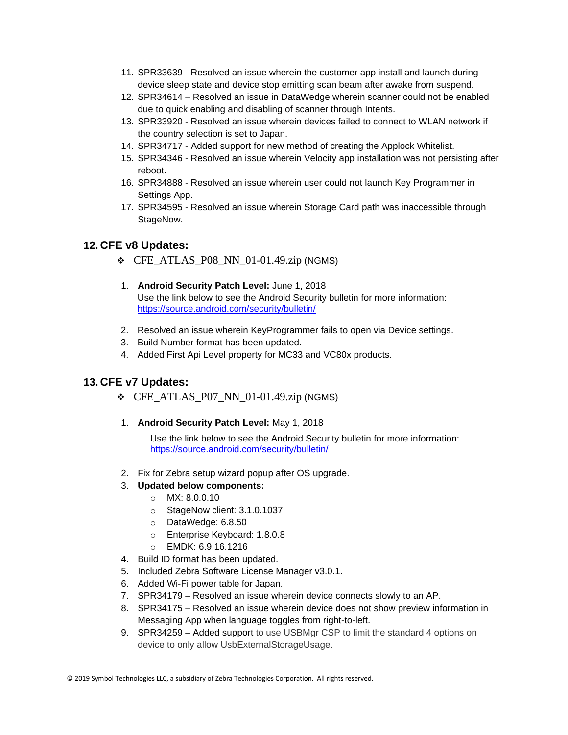11. SPR33639 - Resolved an issue wherein the customer app install and launch during device sleep state and device stop emitting scan beam after awake from suspend.
12. SPR34614 – Resolved an issue in DataWedge wherein scanner could not be enabled due to quick enabling and disabling of scanner through Intents.
13. SPR33920 - Resolved an issue wherein devices failed to connect to WLAN network if the country selection is set to Japan.
14. SPR34717 - Added support for new method of creating the Applock Whitelist.
15. SPR34346 - Resolved an issue wherein Velocity app installation was not persisting after reboot.
16. SPR34888 - Resolved an issue wherein user could not launch Key Programmer in Settings App.
17. SPR34595 - Resolved an issue wherein Storage Card path was inaccessible through StageNow.

## 12. CFE v8 Updates:

- CFE_ATLAS_P08_NN_01-01.49.zip (NGMS)

1. **Android Security Patch Level:** June 1, 2018
   Use the link below to see the Android Security bulletin for more information: https://source.android.com/security/bulletin/
2. Resolved an issue wherein KeyProgrammer fails to open via Device settings.
3. Build Number format has been updated.
4. Added First Api Level property for MC33 and VC80x products.

## 13. CFE v7 Updates:

- CFE_ATLAS_P07_NN_01-01.49.zip (NGMS)

1. **Android Security Patch Level:** May 1, 2018

   Use the link below to see the Android Security bulletin for more information: https://source.android.com/security/bulletin/
2. Fix for Zebra setup wizard popup after OS upgrade.
3. **Updated below components:**
   - MX: 8.0.0.10
   - StageNow client: 3.1.0.1037
   - DataWedge: 6.8.50
   - Enterprise Keyboard: 1.8.0.8
   - EMDK: 6.9.16.1216
4. Build ID format has been updated.
5. Included Zebra Software License Manager v3.0.1.
6. Added Wi-Fi power table for Japan.
7. SPR34179 – Resolved an issue wherein device connects slowly to an AP.
8. SPR34175 – Resolved an issue wherein device does not show preview information in Messaging App when language toggles from right-to-left.
9. SPR34259 – Added support to use USBMgr CSP to limit the standard 4 options on device to only allow UsbExternalStorageUsage.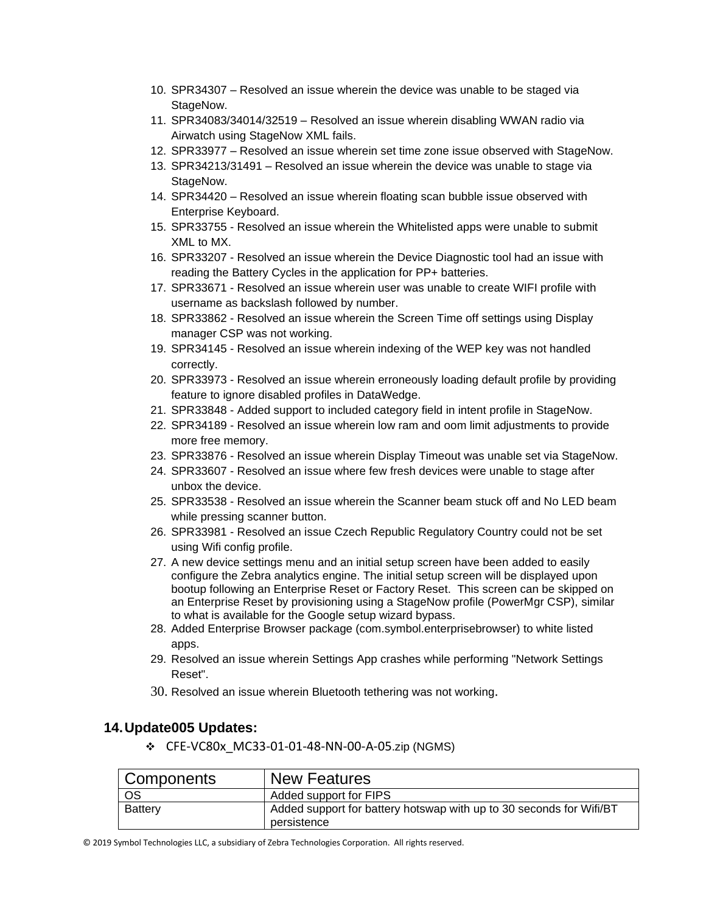10. SPR34307 – Resolved an issue wherein the device was unable to be staged via StageNow.
11. SPR34083/34014/32519 – Resolved an issue wherein disabling WWAN radio via Airwatch using StageNow XML fails.
12. SPR33977 – Resolved an issue wherein set time zone issue observed with StageNow.
13. SPR34213/31491 – Resolved an issue wherein the device was unable to stage via StageNow.
14. SPR34420 – Resolved an issue wherein floating scan bubble issue observed with Enterprise Keyboard.
15. SPR33755 - Resolved an issue wherein the Whitelisted apps were unable to submit XML to MX.
16. SPR33207 - Resolved an issue wherein the Device Diagnostic tool had an issue with reading the Battery Cycles in the application for PP+ batteries.
17. SPR33671 - Resolved an issue wherein user was unable to create WIFI profile with username as backslash followed by number.
18. SPR33862 - Resolved an issue wherein the Screen Time off settings using Display manager CSP was not working.
19. SPR34145 - Resolved an issue wherein indexing of the WEP key was not handled correctly.
20. SPR33973 - Resolved an issue wherein erroneously loading default profile by providing feature to ignore disabled profiles in DataWedge.
21. SPR33848 - Added support to included category field in intent profile in StageNow.
22. SPR34189 - Resolved an issue wherein low ram and oom limit adjustments to provide more free memory.
23. SPR33876 - Resolved an issue wherein Display Timeout was unable set via StageNow.
24. SPR33607 - Resolved an issue where few fresh devices were unable to stage after unbox the device.
25. SPR33538 - Resolved an issue wherein the Scanner beam stuck off and No LED beam while pressing scanner button.
26. SPR33981 - Resolved an issue Czech Republic Regulatory Country could not be set using Wifi config profile.
27. A new device settings menu and an initial setup screen have been added to easily configure the Zebra analytics engine. The initial setup screen will be displayed upon bootup following an Enterprise Reset or Factory Reset. This screen can be skipped on an Enterprise Reset by provisioning using a StageNow profile (PowerMgr CSP), similar to what is available for the Google setup wizard bypass.
28. Added Enterprise Browser package (com.symbol.enterprisebrowser) to white listed apps.
29. Resolved an issue wherein Settings App crashes while performing "Network Settings Reset".
30. Resolved an issue wherein Bluetooth tethering was not working.

## 14. Update005 Updates:

- CFE-VC80x_MC33-01-01-48-NN-00-A-05.zip (NGMS)

| Components | New Features |
|---|---|
| OS | Added support for FIPS |
| Battery | Added support for battery hotswap with up to 30 seconds for Wifi/BT persistence |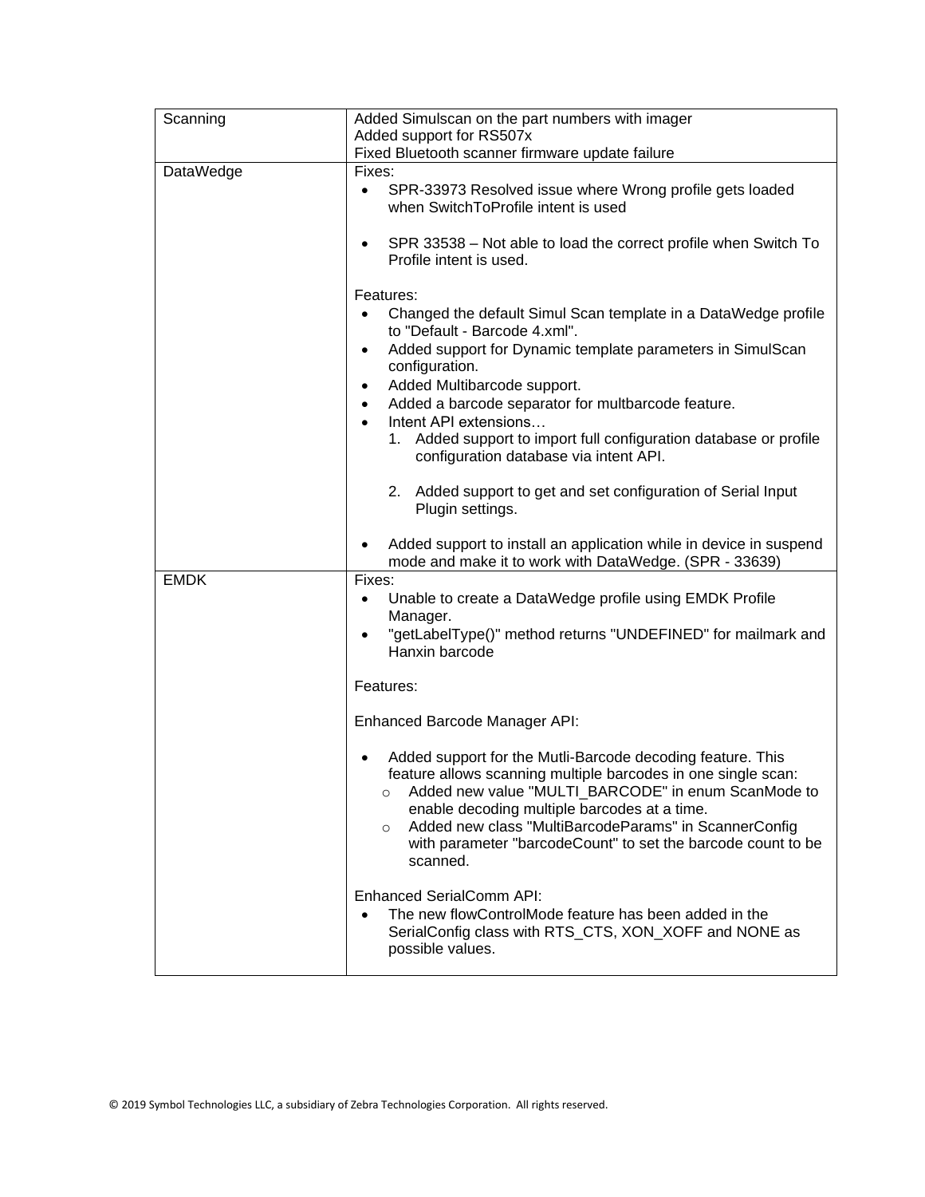| | |
|---|---|
| Scanning | Added Simulscan on the part numbers with imager<br>Added support for RS507x<br>Fixed Bluetooth scanner firmware update failure |
| DataWedge | Fixes:<br>• SPR-33973 Resolved issue where Wrong profile gets loaded when SwitchToProfile intent is used<br><br>• SPR 33538 – Not able to load the correct profile when Switch To Profile intent is used.<br><br>Features:<br>• Changed the default Simul Scan template in a DataWedge profile to "Default - Barcode 4.xml".<br>• Added support for Dynamic template parameters in SimulScan configuration.<br>• Added Multibarcode support.<br>• Added a barcode separator for multbarcode feature.<br>• Intent API extensions…<br>  1. Added support to import full configuration database or profile configuration database via intent API.<br><br>  2. Added support to get and set configuration of Serial Input Plugin settings.<br><br>• Added support to install an application while in device in suspend mode and make it to work with DataWedge. (SPR - 33639) |
| EMDK | Fixes:<br>• Unable to create a DataWedge profile using EMDK Profile Manager.<br>• "getLabelType()" method returns "UNDEFINED" for mailmark and Hanxin barcode<br><br>Features:<br><br>Enhanced Barcode Manager API:<br><br>• Added support for the Mutli-Barcode decoding feature. This feature allows scanning multiple barcodes in one single scan:<br>  ○ Added new value "MULTI_BARCODE" in enum ScanMode to enable decoding multiple barcodes at a time.<br>  ○ Added new class "MultiBarcodeParams" in ScannerConfig with parameter "barcodeCount" to set the barcode count to be scanned.<br><br>Enhanced SerialComm API:<br>• The new flowControlMode feature has been added in the SerialConfig class with RTS_CTS, XON_XOFF and NONE as possible values. |

© 2019 Symbol Technologies LLC, a subsidiary of Zebra Technologies Corporation. All rights reserved.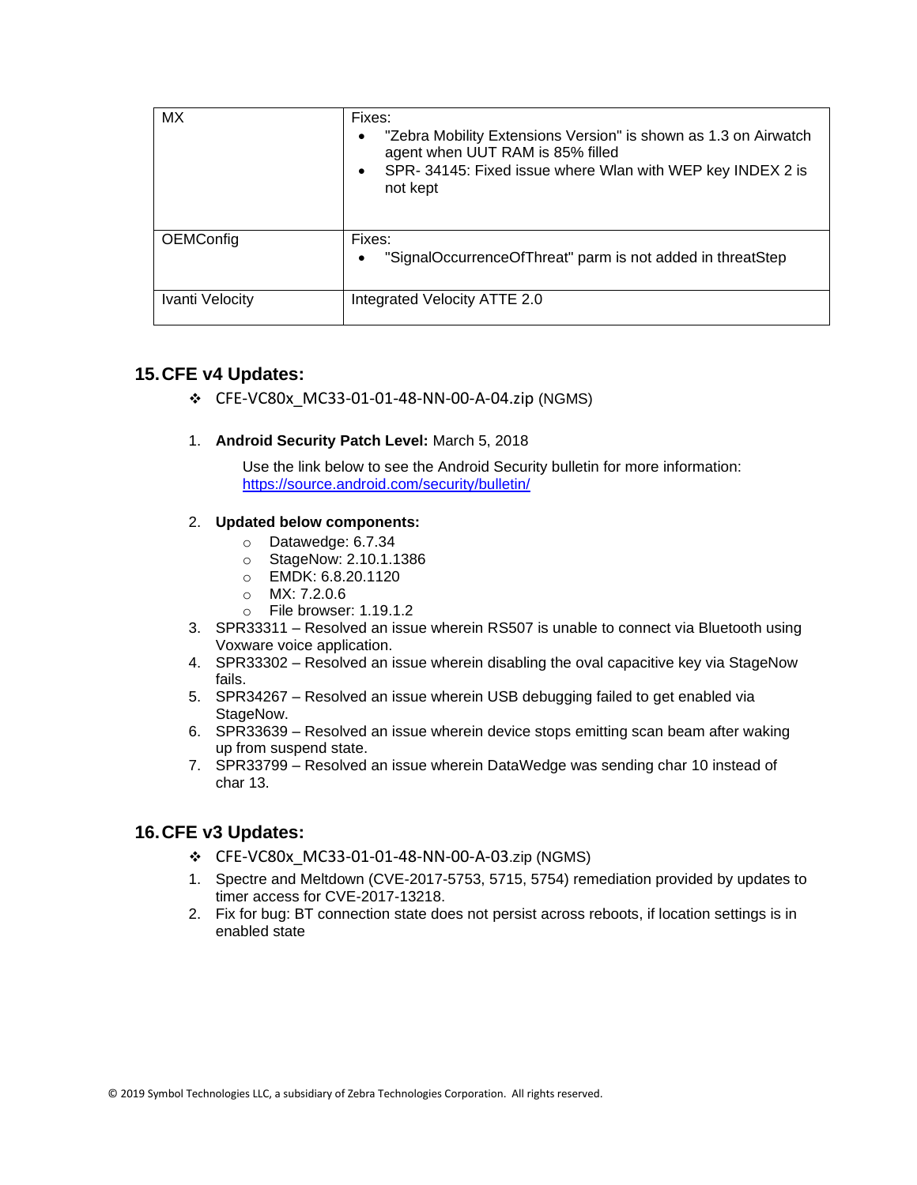| MX | Fixes:<br>• "Zebra Mobility Extensions Version" is shown as 1.3 on Airwatch agent when UUT RAM is 85% filled<br>• SPR- 34145: Fixed issue where Wlan with WEP key INDEX 2 is not kept |
|---|---|
| OEMConfig | Fixes:<br>• "SignalOccurrenceOfThreat" parm is not added in threatStep |
| Ivanti Velocity | Integrated Velocity ATTE 2.0 |

## 15. CFE v4 Updates:

- CFE-VC80x_MC33-01-01-48-NN-00-A-04.zip (NGMS)

1. **Android Security Patch Level:** March 5, 2018

   Use the link below to see the Android Security bulletin for more information: [https://source.android.com/security/bulletin/](https://source.android.com/security/bulletin/)

2. **Updated below components:**
   - Datawedge: 6.7.34
   - StageNow: 2.10.1.1386
   - EMDK: 6.8.20.1120
   - MX: 7.2.0.6
   - File browser: 1.19.1.2
3. SPR33311 – Resolved an issue wherein RS507 is unable to connect via Bluetooth using Voxware voice application.
4. SPR33302 – Resolved an issue wherein disabling the oval capacitive key via StageNow fails.
5. SPR34267 – Resolved an issue wherein USB debugging failed to get enabled via StageNow.
6. SPR33639 – Resolved an issue wherein device stops emitting scan beam after waking up from suspend state.
7. SPR33799 – Resolved an issue wherein DataWedge was sending char 10 instead of char 13.

## 16. CFE v3 Updates:

- CFE-VC80x_MC33-01-01-48-NN-00-A-03.zip (NGMS)

1. Spectre and Meltdown (CVE-2017-5753, 5715, 5754) remediation provided by updates to timer access for CVE-2017-13218.
2. Fix for bug: BT connection state does not persist across reboots, if location settings is in enabled state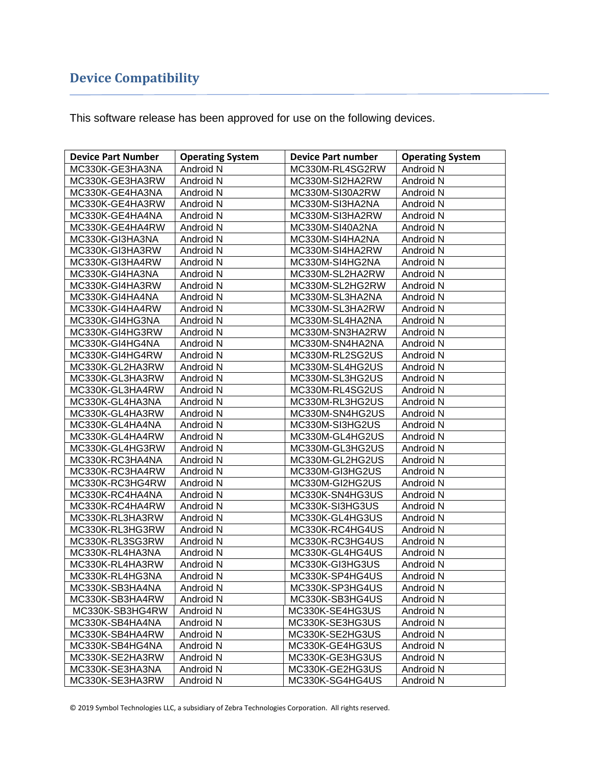## Device Compatibility

This software release has been approved for use on the following devices.

| Device Part Number | Operating System | Device Part number | Operating System |
|---|---|---|---|
| MC330K-GE3HA3NA | Android N | MC330M-RL4SG2RW | Android N |
| MC330K-GE3HA3RW | Android N | MC330M-SI2HA2RW | Android N |
| MC330K-GE4HA3NA | Android N | MC330M-SI30A2RW | Android N |
| MC330K-GE4HA3RW | Android N | MC330M-SI3HA2NA | Android N |
| MC330K-GE4HA4NA | Android N | MC330M-SI3HA2RW | Android N |
| MC330K-GE4HA4RW | Android N | MC330M-SI40A2NA | Android N |
| MC330K-GI3HA3NA | Android N | MC330M-SI4HA2NA | Android N |
| MC330K-GI3HA3RW | Android N | MC330M-SI4HA2RW | Android N |
| MC330K-GI3HA4RW | Android N | MC330M-SI4HG2NA | Android N |
| MC330K-GI4HA3NA | Android N | MC330M-SL2HA2RW | Android N |
| MC330K-GI4HA3RW | Android N | MC330M-SL2HG2RW | Android N |
| MC330K-GI4HA4NA | Android N | MC330M-SL3HA2NA | Android N |
| MC330K-GI4HA4RW | Android N | MC330M-SL3HA2RW | Android N |
| MC330K-GI4HG3NA | Android N | MC330M-SL4HA2NA | Android N |
| MC330K-GI4HG3RW | Android N | MC330M-SN3HA2RW | Android N |
| MC330K-GI4HG4NA | Android N | MC330M-SN4HA2NA | Android N |
| MC330K-GI4HG4RW | Android N | MC330M-RL2SG2US | Android N |
| MC330K-GL2HA3RW | Android N | MC330M-SL4HG2US | Android N |
| MC330K-GL3HA3RW | Android N | MC330M-SL3HG2US | Android N |
| MC330K-GL3HA4RW | Android N | MC330M-RL4SG2US | Android N |
| MC330K-GL4HA3NA | Android N | MC330M-RL3HG2US | Android N |
| MC330K-GL4HA3RW | Android N | MC330M-SN4HG2US | Android N |
| MC330K-GL4HA4NA | Android N | MC330M-SI3HG2US | Android N |
| MC330K-GL4HA4RW | Android N | MC330M-GL4HG2US | Android N |
| MC330K-GL4HG3RW | Android N | MC330M-GL3HG2US | Android N |
| MC330K-RC3HA4NA | Android N | MC330M-GL2HG2US | Android N |
| MC330K-RC3HA4RW | Android N | MC330M-GI3HG2US | Android N |
| MC330K-RC3HG4RW | Android N | MC330M-GI2HG2US | Android N |
| MC330K-RC4HA4NA | Android N | MC330K-SN4HG3US | Android N |
| MC330K-RC4HA4RW | Android N | MC330K-SI3HG3US | Android N |
| MC330K-RL3HA3RW | Android N | MC330K-GL4HG3US | Android N |
| MC330K-RL3HG3RW | Android N | MC330K-RC4HG4US | Android N |
| MC330K-RL3SG3RW | Android N | MC330K-RC3HG4US | Android N |
| MC330K-RL4HA3NA | Android N | MC330K-GL4HG4US | Android N |
| MC330K-RL4HA3RW | Android N | MC330K-GI3HG3US | Android N |
| MC330K-RL4HG3NA | Android N | MC330K-SP4HG4US | Android N |
| MC330K-SB3HA4NA | Android N | MC330K-SP3HG4US | Android N |
| MC330K-SB3HA4RW | Android N | MC330K-SB3HG4US | Android N |
| MC330K-SB3HG4RW | Android N | MC330K-SE4HG3US | Android N |
| MC330K-SB4HA4NA | Android N | MC330K-SE3HG3US | Android N |
| MC330K-SB4HA4RW | Android N | MC330K-SE2HG3US | Android N |
| MC330K-SB4HG4NA | Android N | MC330K-GE4HG3US | Android N |
| MC330K-SE2HA3RW | Android N | MC330K-GE3HG3US | Android N |
| MC330K-SE3HA3NA | Android N | MC330K-GE2HG3US | Android N |
| MC330K-SE3HA3RW | Android N | MC330K-SG4HG4US | Android N |

© 2019 Symbol Technologies LLC, a subsidiary of Zebra Technologies Corporation. All rights reserved.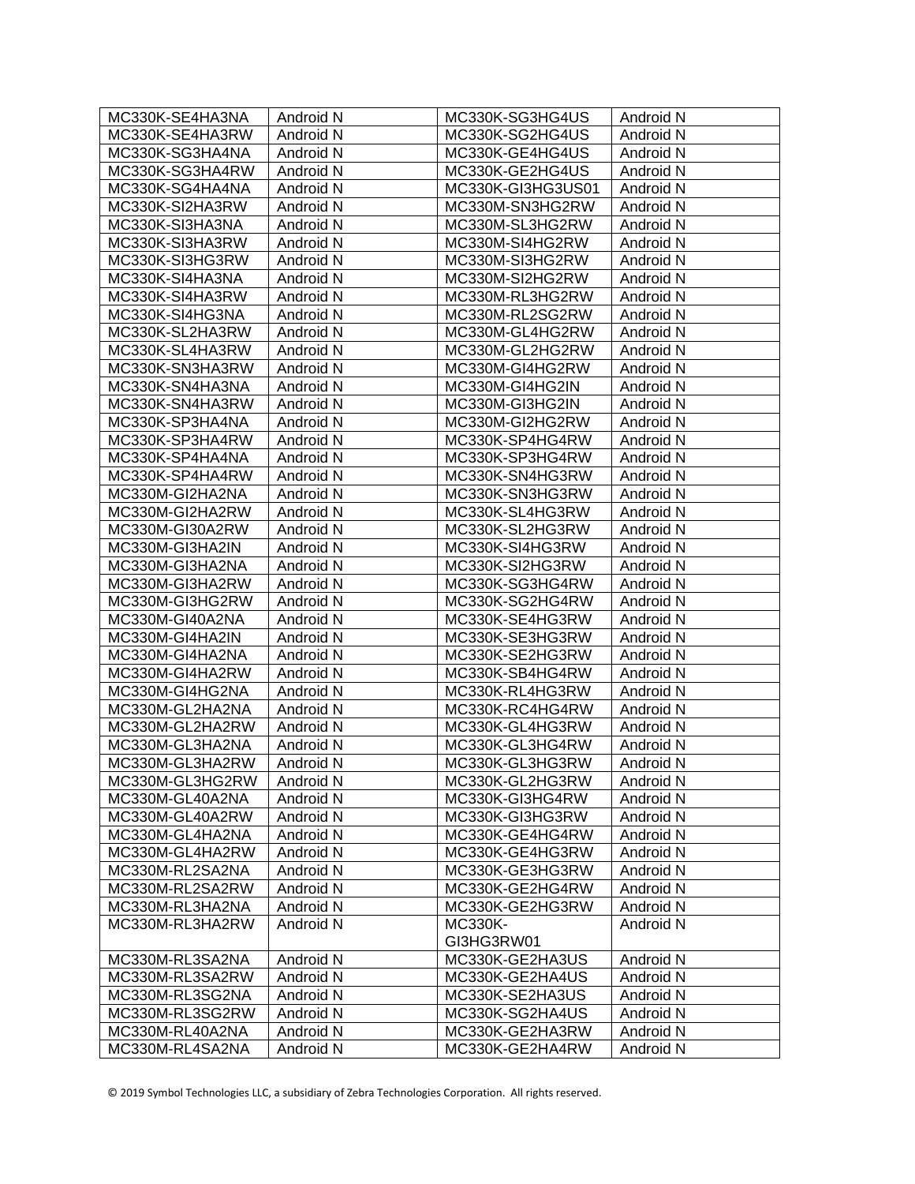| MC330K-SE4HA3NA | Android N | MC330K-SG3HG4US | Android N |
|---|---|---|---|
| MC330K-SE4HA3RW | Android N | MC330K-SG2HG4US | Android N |
| MC330K-SG3HA4NA | Android N | MC330K-GE4HG4US | Android N |
| MC330K-SG3HA4RW | Android N | MC330K-GE2HG4US | Android N |
| MC330K-SG4HA4NA | Android N | MC330K-GI3HG3US01 | Android N |
| MC330K-SI2HA3RW | Android N | MC330M-SN3HG2RW | Android N |
| MC330K-SI3HA3NA | Android N | MC330M-SL3HG2RW | Android N |
| MC330K-SI3HA3RW | Android N | MC330M-SI4HG2RW | Android N |
| MC330K-SI3HG3RW | Android N | MC330M-SI3HG2RW | Android N |
| MC330K-SI4HA3NA | Android N | MC330M-SI2HG2RW | Android N |
| MC330K-SI4HA3RW | Android N | MC330M-RL3HG2RW | Android N |
| MC330K-SI4HG3NA | Android N | MC330M-RL2SG2RW | Android N |
| MC330K-SL2HA3RW | Android N | MC330M-GL4HG2RW | Android N |
| MC330K-SL4HA3RW | Android N | MC330M-GL2HG2RW | Android N |
| MC330K-SN3HA3RW | Android N | MC330M-GI4HG2RW | Android N |
| MC330K-SN4HA3NA | Android N | MC330M-GI4HG2IN | Android N |
| MC330K-SN4HA3RW | Android N | MC330M-GI3HG2IN | Android N |
| MC330K-SP3HA4NA | Android N | MC330M-GI2HG2RW | Android N |
| MC330K-SP3HA4RW | Android N | MC330K-SP4HG4RW | Android N |
| MC330K-SP4HA4NA | Android N | MC330K-SP3HG4RW | Android N |
| MC330K-SP4HA4RW | Android N | MC330K-SN4HG3RW | Android N |
| MC330M-GI2HA2NA | Android N | MC330K-SN3HG3RW | Android N |
| MC330M-GI2HA2RW | Android N | MC330K-SL4HG3RW | Android N |
| MC330M-GI30A2RW | Android N | MC330K-SL2HG3RW | Android N |
| MC330M-GI3HA2IN | Android N | MC330K-SI4HG3RW | Android N |
| MC330M-GI3HA2NA | Android N | MC330K-SI2HG3RW | Android N |
| MC330M-GI3HA2RW | Android N | MC330K-SG3HG4RW | Android N |
| MC330M-GI3HG2RW | Android N | MC330K-SG2HG4RW | Android N |
| MC330M-GI40A2NA | Android N | MC330K-SE4HG3RW | Android N |
| MC330M-GI4HA2IN | Android N | MC330K-SE3HG3RW | Android N |
| MC330M-GI4HA2NA | Android N | MC330K-SE2HG3RW | Android N |
| MC330M-GI4HA2RW | Android N | MC330K-SB4HG4RW | Android N |
| MC330M-GI4HG2NA | Android N | MC330K-RL4HG3RW | Android N |
| MC330M-GL2HA2NA | Android N | MC330K-RC4HG4RW | Android N |
| MC330M-GL2HA2RW | Android N | MC330K-GL4HG3RW | Android N |
| MC330M-GL3HA2NA | Android N | MC330K-GL3HG4RW | Android N |
| MC330M-GL3HA2RW | Android N | MC330K-GL3HG3RW | Android N |
| MC330M-GL3HG2RW | Android N | MC330K-GL2HG3RW | Android N |
| MC330M-GL40A2NA | Android N | MC330K-GI3HG4RW | Android N |
| MC330M-GL40A2RW | Android N | MC330K-GI3HG3RW | Android N |
| MC330M-GL4HA2NA | Android N | MC330K-GE4HG4RW | Android N |
| MC330M-GL4HA2RW | Android N | MC330K-GE4HG3RW | Android N |
| MC330M-RL2SA2NA | Android N | MC330K-GE3HG3RW | Android N |
| MC330M-RL2SA2RW | Android N | MC330K-GE2HG4RW | Android N |
| MC330M-RL3HA2NA | Android N | MC330K-GE2HG3RW | Android N |
| MC330M-RL3HA2RW | Android N | MC330K-GI3HG3RW01 | Android N |
| MC330M-RL3SA2NA | Android N | MC330K-GE2HA3US | Android N |
| MC330M-RL3SA2RW | Android N | MC330K-GE2HA4US | Android N |
| MC330M-RL3SG2NA | Android N | MC330K-SE2HA3US | Android N |
| MC330M-RL3SG2RW | Android N | MC330K-SG2HA4US | Android N |
| MC330M-RL40A2NA | Android N | MC330K-GE2HA3RW | Android N |
| MC330M-RL4SA2NA | Android N | MC330K-GE2HA4RW | Android N |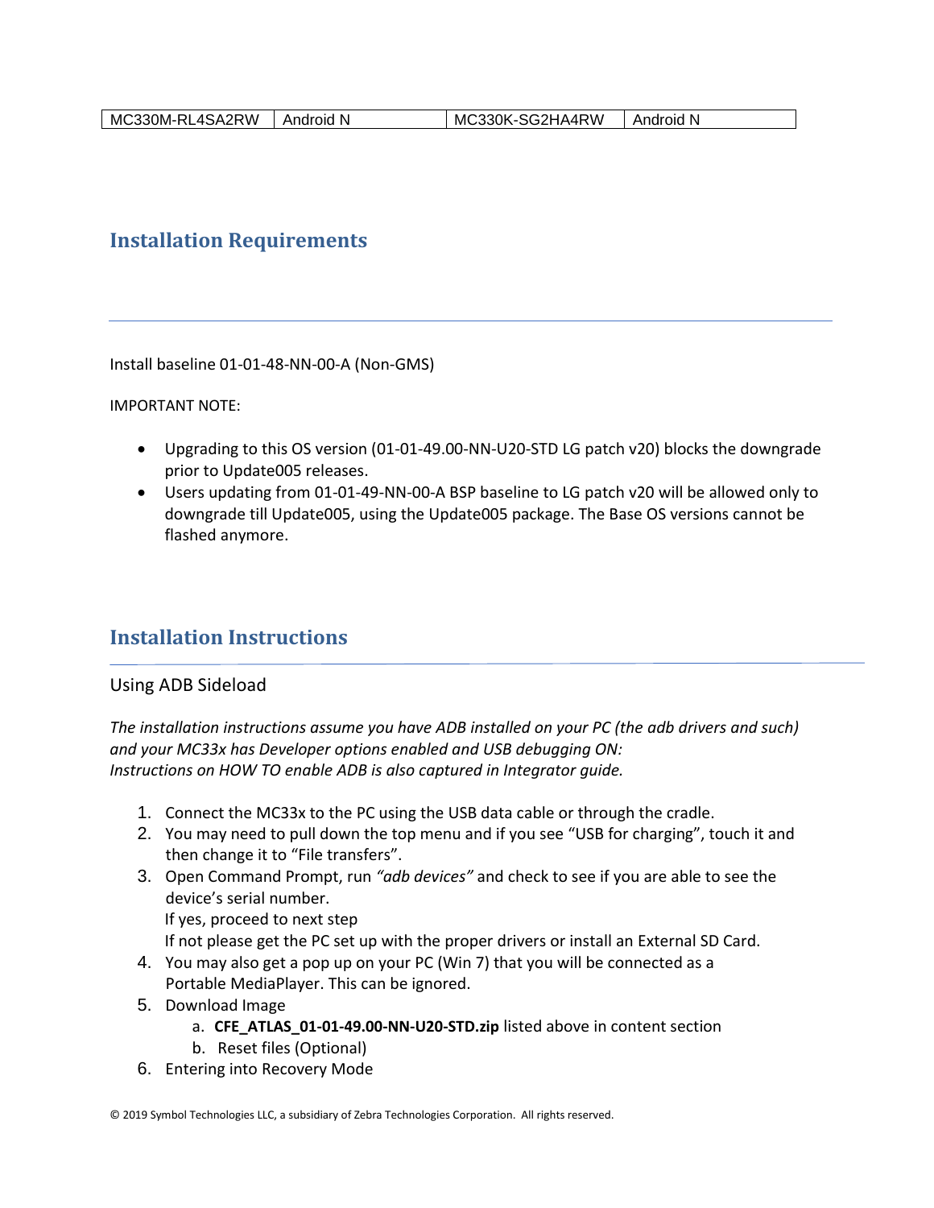| MC330M-RL4SA2RW | Android N | MC330K-SG2HA4RW | Android N |
|---|---|---|---|

## Installation Requirements

Install baseline 01-01-48-NN-00-A (Non-GMS)

IMPORTANT NOTE:

- Upgrading to this OS version (01-01-49.00-NN-U20-STD LG patch v20) blocks the downgrade prior to Update005 releases.
- Users updating from 01-01-49-NN-00-A BSP baseline to LG patch v20 will be allowed only to downgrade till Update005, using the Update005 package. The Base OS versions cannot be flashed anymore.

## Installation Instructions

### Using ADB Sideload

*The installation instructions assume you have ADB installed on your PC (the adb drivers and such) and your MC33x has Developer options enabled and USB debugging ON:*
*Instructions on HOW TO enable ADB is also captured in Integrator guide.*

1. Connect the MC33x to the PC using the USB data cable or through the cradle.
2. You may need to pull down the top menu and if you see "USB for charging", touch it and then change it to "File transfers".
3. Open Command Prompt, run *"adb devices"* and check to see if you are able to see the device's serial number.
   If yes, proceed to next step
   If not please get the PC set up with the proper drivers or install an External SD Card.
4. You may also get a pop up on your PC (Win 7) that you will be connected as a Portable MediaPlayer. This can be ignored.
5. Download Image
   a. **CFE_ATLAS_01-01-49.00-NN-U20-STD.zip** listed above in content section
   b. Reset files (Optional)
6. Entering into Recovery Mode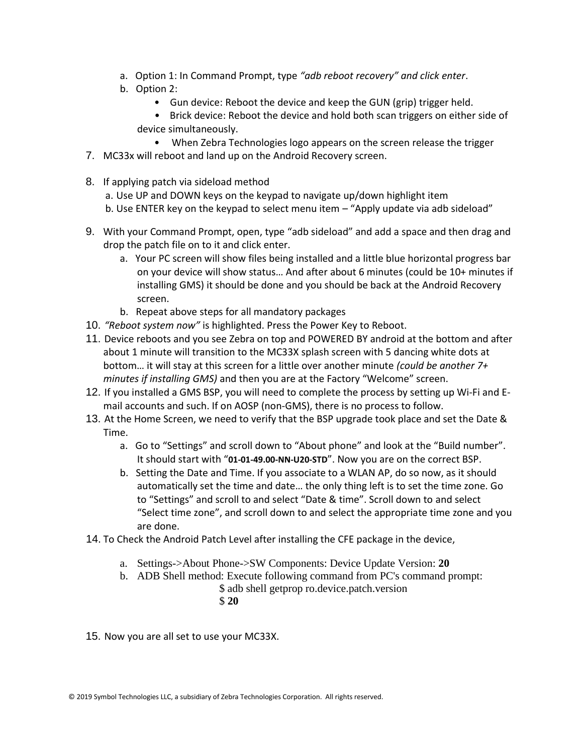a. Option 1: In Command Prompt, type *“adb reboot recovery” and click enter*.
b. Option 2:
   - Gun device: Reboot the device and keep the GUN (grip) trigger held.
   - Brick device: Reboot the device and hold both scan triggers on either side of device simultaneously.
   - When Zebra Technologies logo appears on the screen release the trigger

7. MC33x will reboot and land up on the Android Recovery screen.

8. If applying patch via sideload method
   a. Use UP and DOWN keys on the keypad to navigate up/down highlight item
   b. Use ENTER key on the keypad to select menu item – “Apply update via adb sideload”

9. With your Command Prompt, open, type “adb sideload” and add a space and then drag and drop the patch file on to it and click enter.
   a. Your PC screen will show files being installed and a little blue horizontal progress bar on your device will show status… And after about 6 minutes (could be 10+ minutes if installing GMS) it should be done and you should be back at the Android Recovery screen.
   b. Repeat above steps for all mandatory packages
10. *“Reboot system now”* is highlighted. Press the Power Key to Reboot.
11. Device reboots and you see Zebra on top and POWERED BY android at the bottom and after about 1 minute will transition to the MC33X splash screen with 5 dancing white dots at bottom… it will stay at this screen for a little over another minute *(could be another 7+ minutes if installing GMS)* and then you are at the Factory “Welcome” screen.
12. If you installed a GMS BSP, you will need to complete the process by setting up Wi-Fi and E-mail accounts and such. If on AOSP (non-GMS), there is no process to follow.
13. At the Home Screen, we need to verify that the BSP upgrade took place and set the Date & Time.
    a. Go to “Settings” and scroll down to “About phone” and look at the “Build number”. It should start with “**01-01-49.00-NN-U20-STD**”. Now you are on the correct BSP.
    b. Setting the Date and Time. If you associate to a WLAN AP, do so now, as it should automatically set the time and date… the only thing left is to set the time zone. Go to “Settings” and scroll to and select “Date & time”. Scroll down to and select “Select time zone”, and scroll down to and select the appropriate time zone and you are done.
14. To Check the Android Patch Level after installing the CFE package in the device,
    a. Settings->About Phone->SW Components: Device Update Version: **20**
    b. ADB Shell method: Execute following command from PC's command prompt:

       $ adb shell getprop ro.device.patch.version
       $ **20**

15. Now you are all set to use your MC33X.

© 2019 Symbol Technologies LLC, a subsidiary of Zebra Technologies Corporation. All rights reserved.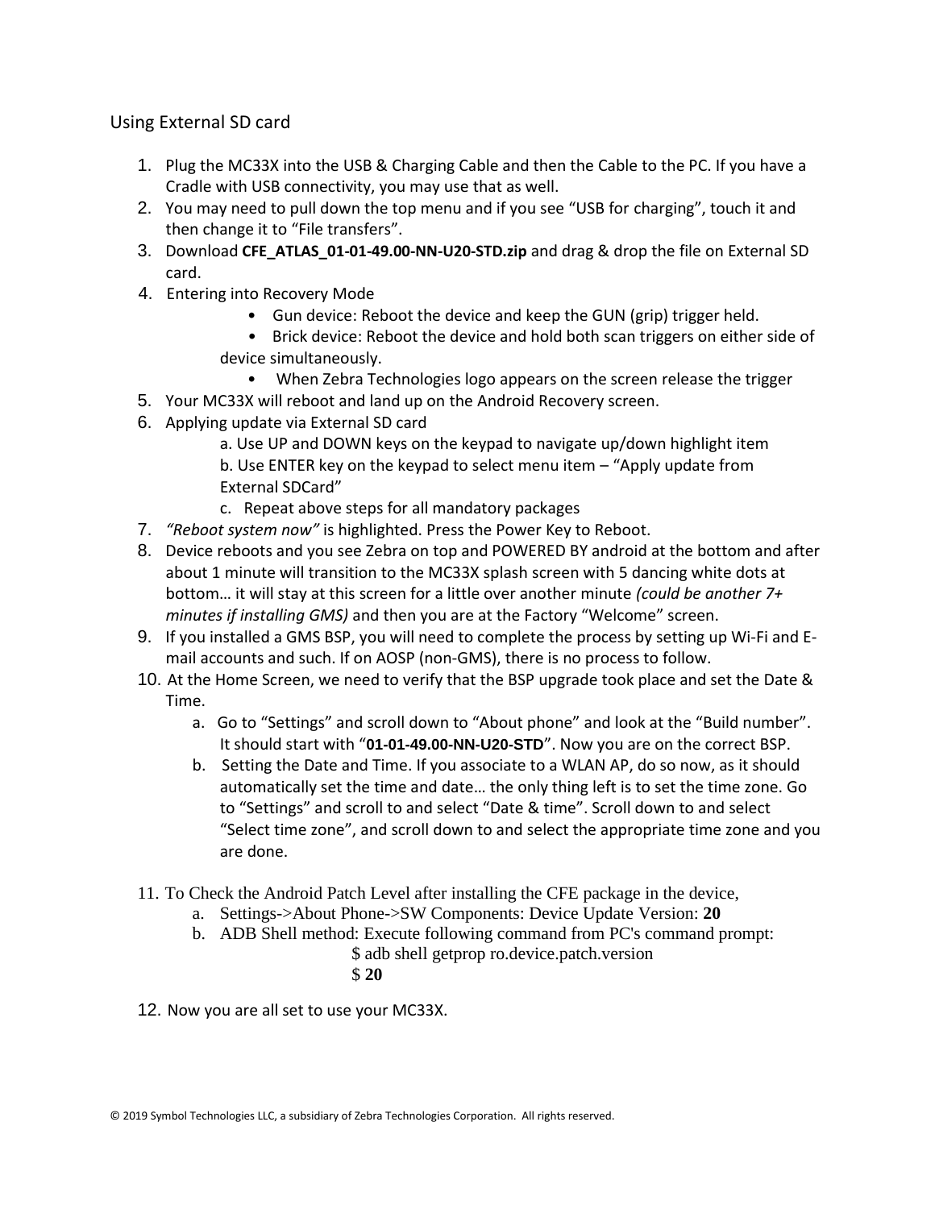## Using External SD card

1. Plug the MC33X into the USB & Charging Cable and then the Cable to the PC. If you have a Cradle with USB connectivity, you may use that as well.
2. You may need to pull down the top menu and if you see "USB for charging", touch it and then change it to "File transfers".
3. Download **CFE_ATLAS_01-01-49.00-NN-U20-STD.zip** and drag & drop the file on External SD card.
4. Entering into Recovery Mode
    - Gun device: Reboot the device and keep the GUN (grip) trigger held.
    - Brick device: Reboot the device and hold both scan triggers on either side of device simultaneously.
    - When Zebra Technologies logo appears on the screen release the trigger
5. Your MC33X will reboot and land up on the Android Recovery screen.
6. Applying update via External SD card
    a. Use UP and DOWN keys on the keypad to navigate up/down highlight item
    b. Use ENTER key on the keypad to select menu item – "Apply update from External SDCard"
    c. Repeat above steps for all mandatory packages
7. *"Reboot system now"* is highlighted. Press the Power Key to Reboot.
8. Device reboots and you see Zebra on top and POWERED BY android at the bottom and after about 1 minute will transition to the MC33X splash screen with 5 dancing white dots at bottom… it will stay at this screen for a little over another minute *(could be another 7+ minutes if installing GMS)* and then you are at the Factory "Welcome" screen.
9. If you installed a GMS BSP, you will need to complete the process by setting up Wi-Fi and E-mail accounts and such. If on AOSP (non-GMS), there is no process to follow.
10. At the Home Screen, we need to verify that the BSP upgrade took place and set the Date & Time.
    a. Go to "Settings" and scroll down to "About phone" and look at the "Build number". It should start with "**01-01-49.00-NN-U20-STD**". Now you are on the correct BSP.
    b. Setting the Date and Time. If you associate to a WLAN AP, do so now, as it should automatically set the time and date… the only thing left is to set the time zone. Go to "Settings" and scroll to and select "Date & time". Scroll down to and select "Select time zone", and scroll down to and select the appropriate time zone and you are done.

11. To Check the Android Patch Level after installing the CFE package in the device,
    a. Settings->About Phone->SW Components: Device Update Version: **20**
    b. ADB Shell method: Execute following command from PC's command prompt:
       $ adb shell getprop ro.device.patch.version
       $ **20**

12. Now you are all set to use your MC33X.

© 2019 Symbol Technologies LLC, a subsidiary of Zebra Technologies Corporation. All rights reserved.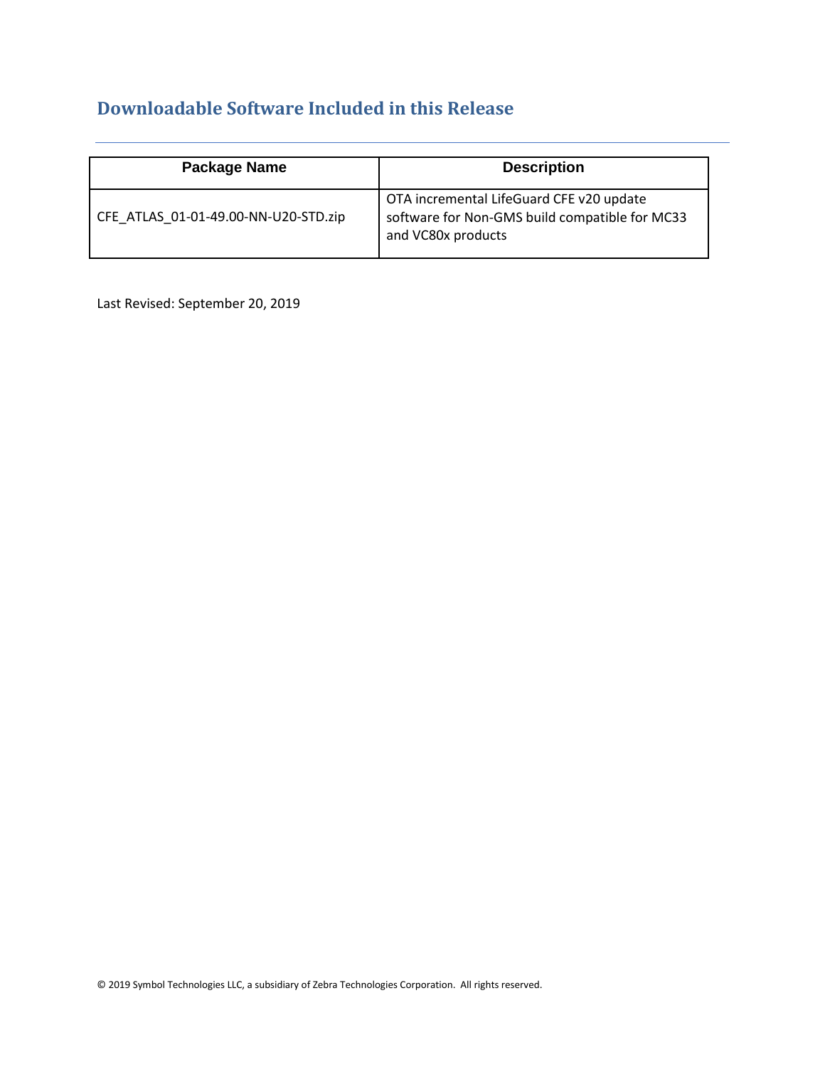## Downloadable Software Included in this Release

| Package Name | Description |
| --- | --- |
| CFE_ATLAS_01-01-49.00-NN-U20-STD.zip | OTA incremental LifeGuard CFE v20 update software for Non-GMS build compatible for MC33 and VC80x products |

Last Revised: September 20, 2019

© 2019 Symbol Technologies LLC, a subsidiary of Zebra Technologies Corporation. All rights reserved.